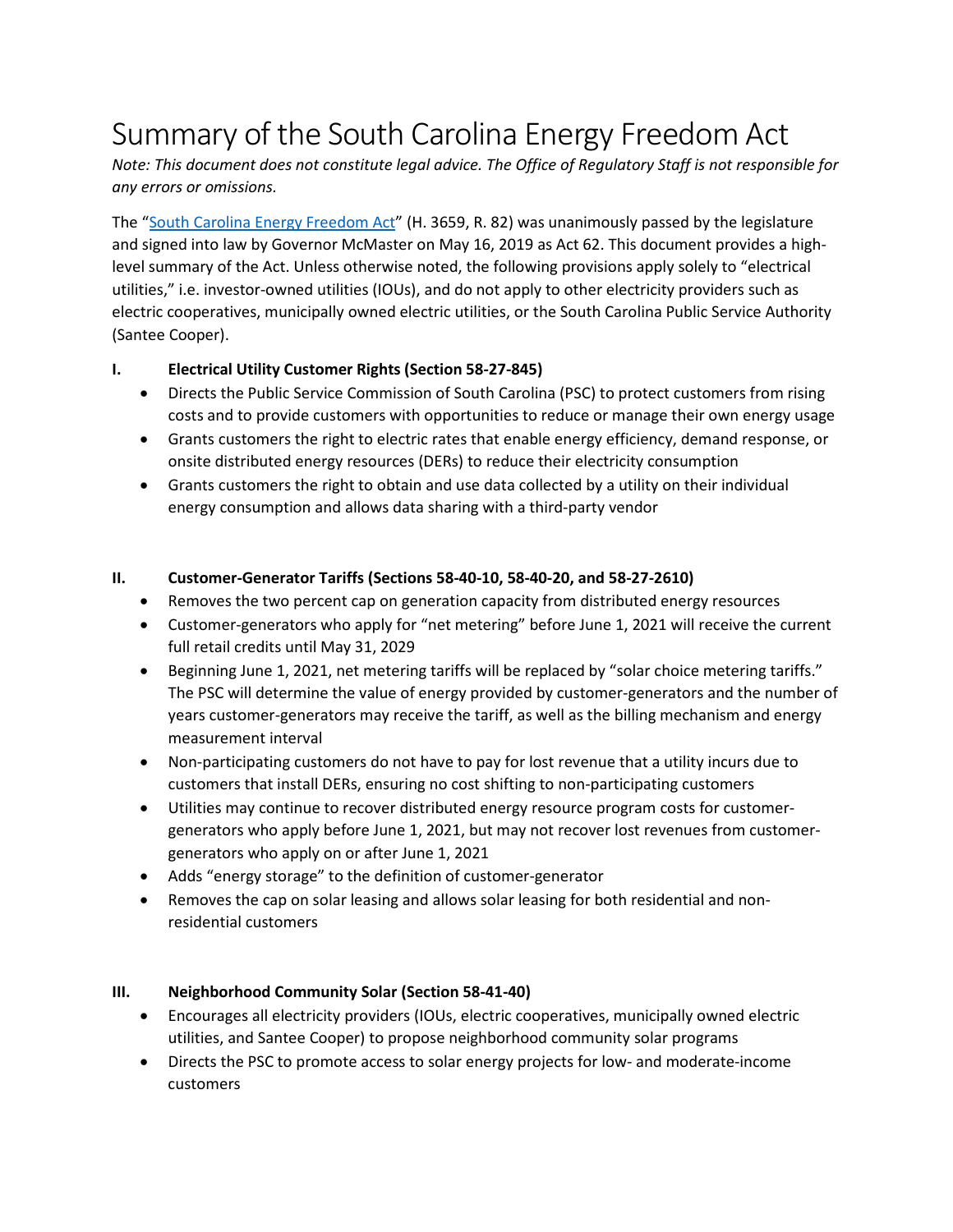# Summary of the South Carolina Energy Freedom Act

*Note: This document does not constitute legal advice. The Office of Regulatory Staff is not responsible for any errors or omissions.*

The "South Carolina Energy Freedom Act" (H. 3659, R. 82) was unanimously passed by the legislature and signed into law by Governor McMaster on May 16, 2019 as Act 62. This document provides a high-level summary of the Act. Unless otherwise noted, the following provisions apply solely to "electrical utilities," i.e. investor-owned utilities (IOUs), and do not apply to other electricity providers such as electric cooperatives, municipally owned electric utilities, or the South Carolina Public Service Authority (Santee Cooper).

## I. Electrical Utility Customer Rights (Section 58-27-845)

- Directs the Public Service Commission of South Carolina (PSC) to protect customers from rising costs and to provide customers with opportunities to reduce or manage their own energy usage
- Grants customers the right to electric rates that enable energy efficiency, demand response, or onsite distributed energy resources (DERs) to reduce their electricity consumption
- Grants customers the right to obtain and use data collected by a utility on their individual energy consumption and allows data sharing with a third-party vendor

## II. Customer-Generator Tariffs (Sections 58-40-10, 58-40-20, and 58-27-2610)

- Removes the two percent cap on generation capacity from distributed energy resources
- Customer-generators who apply for "net metering" before June 1, 2021 will receive the current full retail credits until May 31, 2029
- Beginning June 1, 2021, net metering tariffs will be replaced by "solar choice metering tariffs." The PSC will determine the value of energy provided by customer-generators and the number of years customer-generators may receive the tariff, as well as the billing mechanism and energy measurement interval
- Non-participating customers do not have to pay for lost revenue that a utility incurs due to customers that install DERs, ensuring no cost shifting to non-participating customers
- Utilities may continue to recover distributed energy resource program costs for customer-generators who apply before June 1, 2021, but may not recover lost revenues from customer-generators who apply on or after June 1, 2021
- Adds "energy storage" to the definition of customer-generator
- Removes the cap on solar leasing and allows solar leasing for both residential and non-residential customers

## III. Neighborhood Community Solar (Section 58-41-40)

- Encourages all electricity providers (IOUs, electric cooperatives, municipally owned electric utilities, and Santee Cooper) to propose neighborhood community solar programs
- Directs the PSC to promote access to solar energy projects for low- and moderate-income customers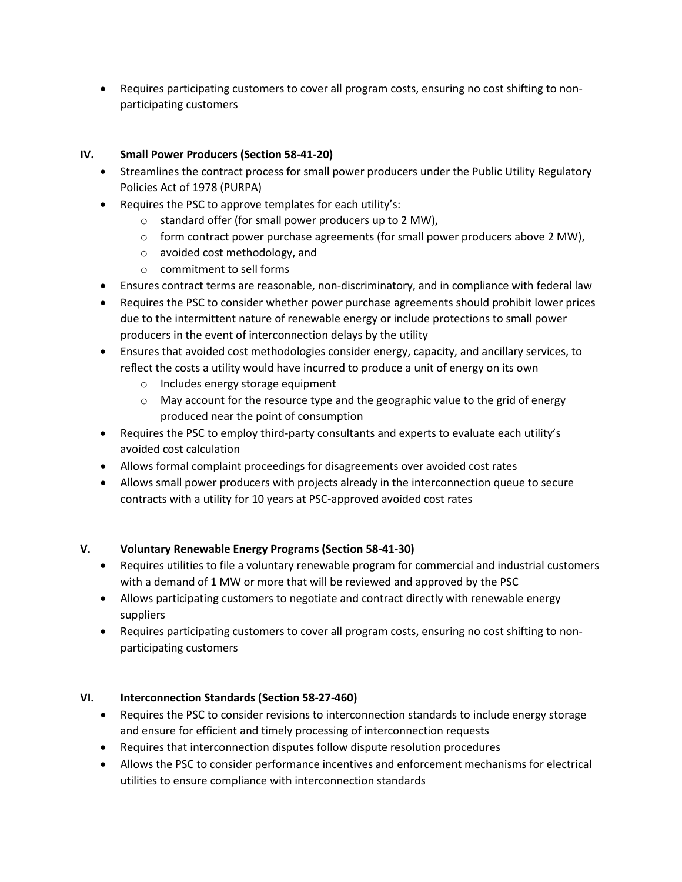- Requires participating customers to cover all program costs, ensuring no cost shifting to non-participating customers

## IV. Small Power Producers (Section 58-41-20)

- Streamlines the contract process for small power producers under the Public Utility Regulatory Policies Act of 1978 (PURPA)
- Requires the PSC to approve templates for each utility's:
  - standard offer (for small power producers up to 2 MW),
  - form contract power purchase agreements (for small power producers above 2 MW),
  - avoided cost methodology, and
  - commitment to sell forms
- Ensures contract terms are reasonable, non-discriminatory, and in compliance with federal law
- Requires the PSC to consider whether power purchase agreements should prohibit lower prices due to the intermittent nature of renewable energy or include protections to small power producers in the event of interconnection delays by the utility
- Ensures that avoided cost methodologies consider energy, capacity, and ancillary services, to reflect the costs a utility would have incurred to produce a unit of energy on its own
  - Includes energy storage equipment
  - May account for the resource type and the geographic value to the grid of energy produced near the point of consumption
- Requires the PSC to employ third-party consultants and experts to evaluate each utility's avoided cost calculation
- Allows formal complaint proceedings for disagreements over avoided cost rates
- Allows small power producers with projects already in the interconnection queue to secure contracts with a utility for 10 years at PSC-approved avoided cost rates

## V. Voluntary Renewable Energy Programs (Section 58-41-30)

- Requires utilities to file a voluntary renewable program for commercial and industrial customers with a demand of 1 MW or more that will be reviewed and approved by the PSC
- Allows participating customers to negotiate and contract directly with renewable energy suppliers
- Requires participating customers to cover all program costs, ensuring no cost shifting to non-participating customers

## VI. Interconnection Standards (Section 58-27-460)

- Requires the PSC to consider revisions to interconnection standards to include energy storage and ensure for efficient and timely processing of interconnection requests
- Requires that interconnection disputes follow dispute resolution procedures
- Allows the PSC to consider performance incentives and enforcement mechanisms for electrical utilities to ensure compliance with interconnection standards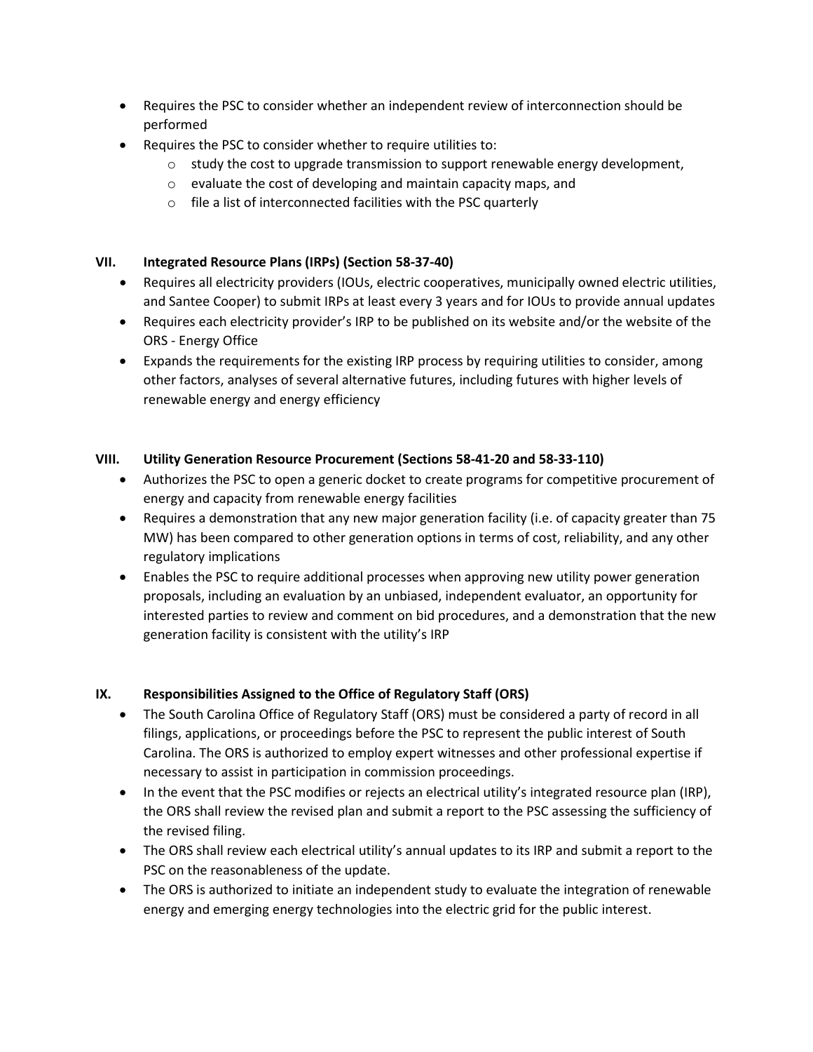- Requires the PSC to consider whether an independent review of interconnection should be performed
- Requires the PSC to consider whether to require utilities to:
  - study the cost to upgrade transmission to support renewable energy development,
  - evaluate the cost of developing and maintain capacity maps, and
  - file a list of interconnected facilities with the PSC quarterly

## VII. Integrated Resource Plans (IRPs) (Section 58-37-40)

- Requires all electricity providers (IOUs, electric cooperatives, municipally owned electric utilities, and Santee Cooper) to submit IRPs at least every 3 years and for IOUs to provide annual updates
- Requires each electricity provider's IRP to be published on its website and/or the website of the ORS - Energy Office
- Expands the requirements for the existing IRP process by requiring utilities to consider, among other factors, analyses of several alternative futures, including futures with higher levels of renewable energy and energy efficiency

## VIII. Utility Generation Resource Procurement (Sections 58-41-20 and 58-33-110)

- Authorizes the PSC to open a generic docket to create programs for competitive procurement of energy and capacity from renewable energy facilities
- Requires a demonstration that any new major generation facility (i.e. of capacity greater than 75 MW) has been compared to other generation options in terms of cost, reliability, and any other regulatory implications
- Enables the PSC to require additional processes when approving new utility power generation proposals, including an evaluation by an unbiased, independent evaluator, an opportunity for interested parties to review and comment on bid procedures, and a demonstration that the new generation facility is consistent with the utility's IRP

## IX. Responsibilities Assigned to the Office of Regulatory Staff (ORS)

- The South Carolina Office of Regulatory Staff (ORS) must be considered a party of record in all filings, applications, or proceedings before the PSC to represent the public interest of South Carolina. The ORS is authorized to employ expert witnesses and other professional expertise if necessary to assist in participation in commission proceedings.
- In the event that the PSC modifies or rejects an electrical utility's integrated resource plan (IRP), the ORS shall review the revised plan and submit a report to the PSC assessing the sufficiency of the revised filing.
- The ORS shall review each electrical utility's annual updates to its IRP and submit a report to the PSC on the reasonableness of the update.
- The ORS is authorized to initiate an independent study to evaluate the integration of renewable energy and emerging energy technologies into the electric grid for the public interest.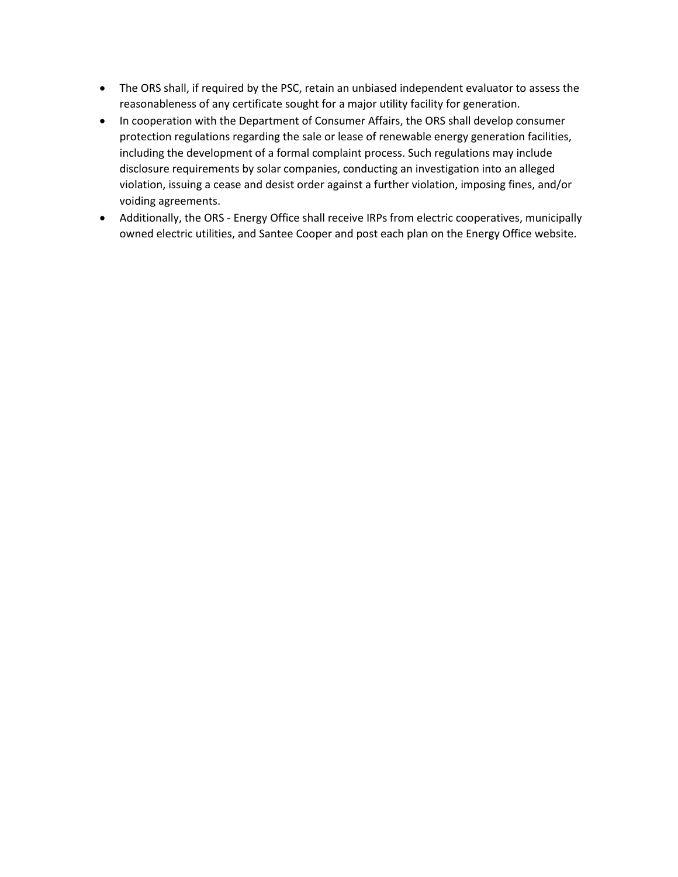- The ORS shall, if required by the PSC, retain an unbiased independent evaluator to assess the reasonableness of any certificate sought for a major utility facility for generation.
- In cooperation with the Department of Consumer Affairs, the ORS shall develop consumer protection regulations regarding the sale or lease of renewable energy generation facilities, including the development of a formal complaint process. Such regulations may include disclosure requirements by solar companies, conducting an investigation into an alleged violation, issuing a cease and desist order against a further violation, imposing fines, and/or voiding agreements.
- Additionally, the ORS - Energy Office shall receive IRPs from electric cooperatives, municipally owned electric utilities, and Santee Cooper and post each plan on the Energy Office website.